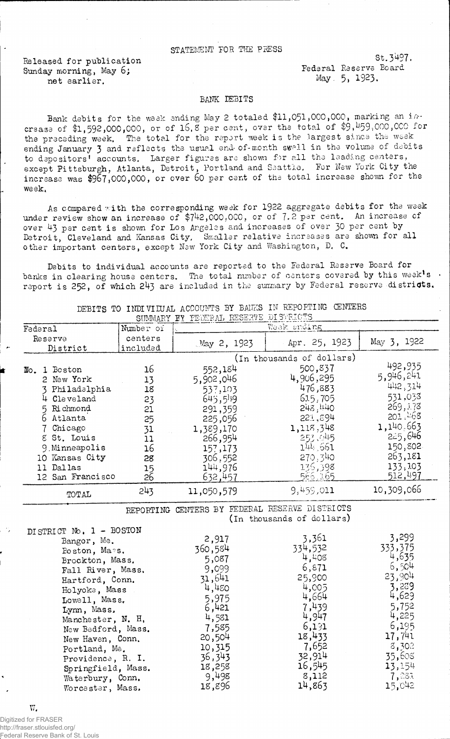STATEMENT FOR THE PRESS

Released for publication
Sunday morning, May 6;
not earlier.

St.3497.
Federal Reserve Board
May 5, 1923.

## BANK DEBITS

Bank debits for the week ending May 2 totaled $11,051,000,000, marking an increase of $1,592,000,000, or of 16.8 per cent, over the total of $9,459,000,000 for the preceding week. The total for the report week is the largest since the week ending January 3 and reflects the usual end-of-month swell in the volume of debits to depositors' accounts. Larger figures are shown for all the leading centers, except Pittsburgh, Atlanta, Detroit, Portland and Seattle. For New York City the increase was $967,000,000, or over 60 per cent of the total increase shown for the week.

As compared with the corresponding week for 1922 aggregate debits for the week under review show an increase of $742,000,000, or of 7.2 per cent. An increase of over 43 per cent is shown for Los Angeles and increases of over 30 per cent by Detroit, Cleveland and Kansas City. Smaller relative increases are shown for all other important centers, except New York City and Washington, D. C.

Debits to individual accounts are reported to the Federal Reserve Board for banks in clearing house centers. The total number of centers covered by this week's report is 252, of which 243 are included in the summary by Federal reserve districts.

DEBITS TO INDIVIDUAL ACCOUNTS BY BANKS IN REPORTING CENTERS
SUMMARY BY FEDERAL RESERVE DISTRICTS

| Federal Reserve District | Number of centers included | Week ending May 2, 1923 | Apr. 25, 1923 | May 3, 1922 |
|---|---|---|---|---|
| | | (In thousands of dollars) | | |
| No. 1 Boston | 16 | 552,184 | 500,837 | 492,935 |
| 2 New York | 13 | 5,902,046 | 4,906,295 | 5,946,241 |
| 3 Philadelphia | 18 | 537,103 | 476,883 | 442,314 |
| 4 Cleveland | 23 | 645,549 | 615,705 | 531,033 |
| 5 Richmond | 21 | 291,359 | 248,440 | 269,178 |
| 6 Atlanta | 25 | 225,056 | 221,894 | 201,468 |
| 7 Chicago | 31 | 1,389,170 | 1,118,348 | 1,140,663 |
| 8 St. Louis | 11 | 266,954 | 253,645 | 225,646 |
| 9 Minneapolis | 16 | 157,173 | 144,661 | 150,802 |
| 10 Kansas City | 28 | 306,552 | 270,340 | 263,181 |
| 11 Dallas | 15 | 144,976 | 135,398 | 133,103 |
| 12 San Francisco | 26 | 632,457 | 565,165 | 512,497 |
| TOTAL | 243 | 11,050,579 | 9,459,011 | 10,309,066 |

REPORTING CENTERS BY FEDERAL RESERVE DISTRICTS
(In thousands of dollars)

| | May 2, 1923 | Apr. 25, 1923 | May 3, 1922 |
|---|---|---|---|
| DISTRICT No. 1 - BOSTON | | | |
| Bangor, Me. | 2,917 | 3,361 | 3,299 |
| Boston, Mass. | 360,584 | 334,532 | 333,375 |
| Brockton, Mass. | 5,087 | 4,408 | 4,635 |
| Fall River, Mass. | 9,099 | 6,871 | 6,504 |
| Hartford, Conn. | 31,641 | 25,900 | 23,904 |
| Holyoke, Mass | 4,480 | 4,005 | 3,289 |
| Lowell, Mass. | 5,975 | 4,664 | 4,629 |
| Lynn, Mass. | 6,421 | 7,439 | 5,752 |
| Manchester, N. H. | 4,581 | 4,947 | 4,225 |
| New Bedford, Mass. | 7,585 | 6,131 | 6,195 |
| New Haven, Conn. | 20,504 | 18,433 | 17,741 |
| Portland, Me. | 10,315 | 7,652 | 8,302 |
| Providence, R. I. | 36,343 | 32,914 | 35,608 |
| Springfield, Mass. | 18,258 | 16,545 | 13,154 |
| Waterbury, Conn. | 9,498 | 8,112 | 7,281 |
| Worcester, Mass. | 18,896 | 14,863 | 15,042 |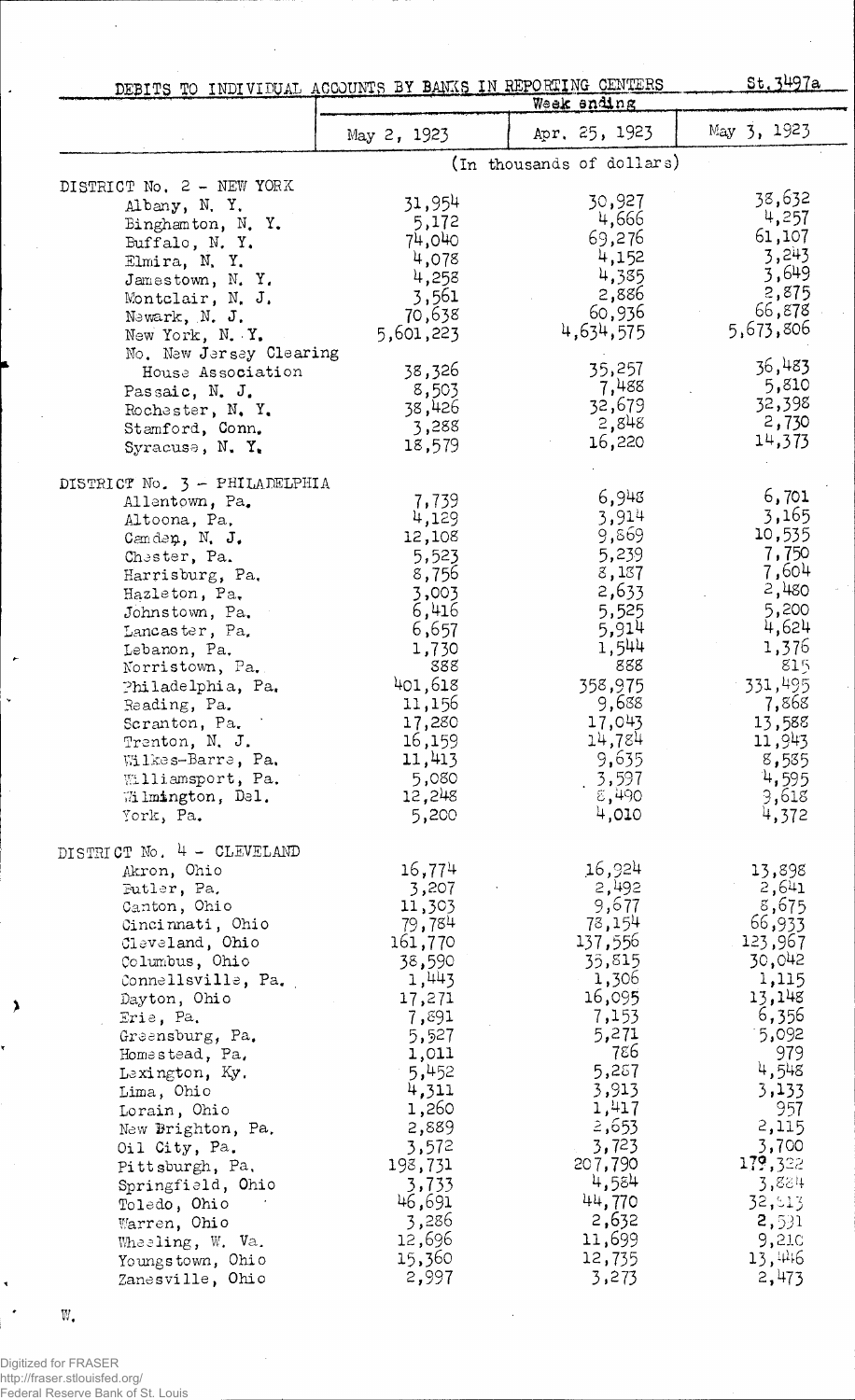St.3497a

DEBITS TO INDIVIDUAL ACCOUNTS BY BANKS IN REPORTING CENTERS

| | Week ending | | |
|---|---|---|---|
| | May 2, 1923 | Apr. 25, 1923 | May 3, 1923 |
| | (In thousands of dollars) | | |
| DISTRICT No. 2 - NEW YORK | | | |
| Albany, N. Y. | 31,954 | 30,927 | 38,632 |
| Binghamton, N. Y. | 5,172 | 4,666 | 4,257 |
| Buffalo, N. Y. | 74,040 | 69,276 | 61,107 |
| Elmira, N. Y. | 4,078 | 4,152 | 3,243 |
| Jamestown, N. Y. | 4,258 | 4,385 | 3,649 |
| Montclair, N. J. | 3,561 | 2,886 | 2,875 |
| Newark, N. J. | 70,638 | 60,936 | 66,878 |
| New York, N. Y. | 5,601,223 | 4,634,575 | 5,673,806 |
| No. New Jersey Clearing House Association | 38,326 | 35,257 | 36,483 |
| Passaic, N. J. | 8,503 | 7,488 | 5,810 |
| Rochester, N. Y. | 38,426 | 32,679 | 32,398 |
| Stamford, Conn. | 3,288 | 2,848 | 2,730 |
| Syracuse, N. Y. | 18,579 | 16,220 | 14,373 |
| DISTRICT No. 3 - PHILADELPHIA | | | |
| Allentown, Pa. | 7,739 | 6,948 | 6,701 |
| Altoona, Pa. | 4,129 | 3,914 | 3,165 |
| Camden, N. J. | 12,108 | 9,869 | 10,535 |
| Chester, Pa. | 5,523 | 5,239 | 7,750 |
| Harrisburg, Pa. | 8,756 | 8,187 | 7,604 |
| Hazleton, Pa. | 3,003 | 2,633 | 2,480 |
| Johnstown, Pa. | 6,416 | 5,525 | 5,200 |
| Lancaster, Pa. | 6,657 | 5,914 | 4,624 |
| Lebanon, Pa. | 1,730 | 1,544 | 1,376 |
| Norristown, Pa. | 888 | 888 | 815 |
| Philadelphia, Pa. | 401,618 | 358,975 | 331,495 |
| Reading, Pa. | 11,156 | 9,688 | 7,868 |
| Scranton, Pa. | 17,280 | 17,043 | 13,588 |
| Trenton, N. J. | 16,159 | 14,784 | 11,943 |
| Wilkes-Barre, Pa. | 11,413 | 9,635 | 8,585 |
| Williamsport, Pa. | 5,080 | 3,597 | 4,595 |
| Wilmington, Del. | 12,248 | 8,490 | 9,618 |
| York, Pa. | 5,200 | 4,010 | 4,372 |
| DISTRICT No. 4 - CLEVELAND | | | |
| Akron, Ohio | 16,774 | 16,924 | 13,898 |
| Butler, Pa. | 3,207 | 2,492 | 2,641 |
| Canton, Ohio | 11,303 | 9,677 | 8,675 |
| Cincinnati, Ohio | 79,784 | 78,154 | 66,933 |
| Cleveland, Ohio | 161,770 | 137,556 | 123,967 |
| Columbus, Ohio | 38,590 | 35,815 | 30,042 |
| Connellsville, Pa. | 1,443 | 1,306 | 1,115 |
| Dayton, Ohio | 17,271 | 16,095 | 13,148 |
| Erie, Pa. | 7,891 | 7,153 | 6,356 |
| Greensburg, Pa. | 5,527 | 5,271 | 5,092 |
| Homestead, Pa. | 1,011 | 786 | 979 |
| Lexington, Ky. | 5,452 | 5,287 | 4,548 |
| Lima, Ohio | 4,311 | 3,913 | 3,133 |
| Lorain, Ohio | 1,260 | 1,417 | 957 |
| New Brighton, Pa. | 2,889 | 2,653 | 2,115 |
| Oil City, Pa. | 3,572 | 3,723 | 3,700 |
| Pittsburgh, Pa. | 198,731 | 207,790 | 179,322 |
| Springfield, Ohio | 3,733 | 4,584 | 3,884 |
| Toledo, Ohio | 46,691 | 44,770 | 32,913 |
| Warren, Ohio | 3,286 | 2,632 | 2,531 |
| Wheeling, W. Va. | 12,696 | 11,699 | 9,210 |
| Youngstown, Ohio | 15,360 | 12,735 | 13,446 |
| Zanesville, Ohio | 2,997 | 3,273 | 2,473 |

W.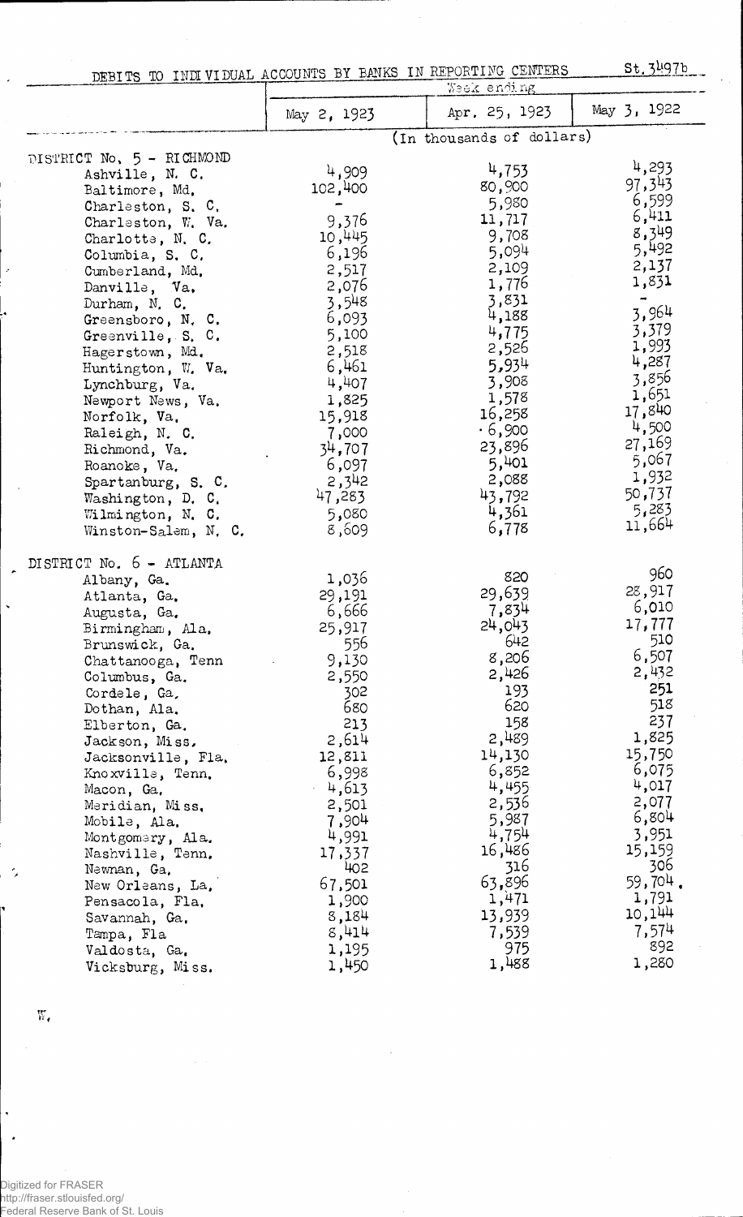St. 3497b

## DEBITS TO INDIVIDUAL ACCOUNTS BY BANKS IN REPORTING CENTERS

| | Week ending | | |
|---|---|---|---|
| | May 2, 1923 | Apr. 25, 1923 | May 3, 1922 |
| | (In thousands of dollars) | | |
| **DISTRICT No. 5 - RICHMOND** | | | |
| Ashville, N. C. | 4,909 | 4,753 | 4,293 |
| Baltimore, Md. | 102,400 | 80,900 | 97,343 |
| Charleston, S. C. | - | 5,980 | 6,599 |
| Charleston, W. Va. | 9,376 | 11,717 | 6,411 |
| Charlotte, N. C. | 10,445 | 9,708 | 8,349 |
| Columbia, S. C. | 6,196 | 5,094 | 5,492 |
| Cumberland, Md. | 2,517 | 2,109 | 2,137 |
| Danville, Va. | 2,076 | 1,776 | 1,831 |
| Durham, N. C. | 3,548 | 3,831 | - |
| Greensboro, N. C. | 6,093 | 4,188 | 3,964 |
| Greenville, S. C. | 5,100 | 4,775 | 3,379 |
| Hagerstown, Md. | 2,518 | 2,526 | 1,993 |
| Huntington, W. Va. | 6,461 | 5,934 | 4,287 |
| Lynchburg, Va. | 4,407 | 3,908 | 3,856 |
| Newport News, Va. | 1,825 | 1,578 | 1,651 |
| Norfolk, Va. | 15,918 | 16,258 | 17,840 |
| Raleigh, N. C. | 7,000 | 6,900 | 4,500 |
| Richmond, Va. | 34,707 | 23,896 | 27,169 |
| Roanoke, Va. | 6,097 | 5,401 | 5,067 |
| Spartanburg, S. C. | 2,342 | 2,088 | 1,932 |
| Washington, D. C. | 47,283 | 43,792 | 50,737 |
| Wilmington, N. C. | 5,080 | 4,361 | 5,283 |
| Winston-Salem, N. C. | 8,609 | 6,778 | 11,664 |
| **DISTRICT No. 6 - ATLANTA** | | | |
| Albany, Ga. | 1,036 | 820 | 960 |
| Atlanta, Ga. | 29,191 | 29,639 | 28,917 |
| Augusta, Ga. | 6,666 | 7,834 | 6,010 |
| Birmingham, Ala. | 25,917 | 24,043 | 17,777 |
| Brunswick, Ga. | 556 | 642 | 510 |
| Chattanooga, Tenn | 9,130 | 8,206 | 6,507 |
| Columbus, Ga. | 2,550 | 2,426 | 2,432 |
| Cordele, Ga. | 302 | 193 | 251 |
| Dothan, Ala. | 680 | 620 | 518 |
| Elberton, Ga. | 213 | 158 | 237 |
| Jackson, Miss. | 2,614 | 2,489 | 1,825 |
| Jacksonville, Fla. | 12,811 | 14,130 | 15,750 |
| Knoxville, Tenn. | 6,998 | 6,852 | 6,075 |
| Macon, Ga. | 4,613 | 4,455 | 4,017 |
| Meridian, Miss. | 2,501 | 2,536 | 2,077 |
| Mobile, Ala. | 7,904 | 5,987 | 6,804 |
| Montgomery, Ala. | 4,991 | 4,754 | 3,951 |
| Nashville, Tenn. | 17,337 | 16,486 | 15,159 |
| Newnan, Ga. | 402 | 316 | 306 |
| New Orleans, La. | 67,501 | 63,896 | 59,704 |
| Pensacola, Fla. | 1,900 | 1,471 | 1,791 |
| Savannah, Ga. | 8,184 | 13,939 | 10,144 |
| Tampa, Fla | 8,414 | 7,539 | 7,574 |
| Valdosta, Ga. | 1,195 | 975 | 892 |
| Vicksburg, Miss. | 1,450 | 1,488 | 1,280 |

W.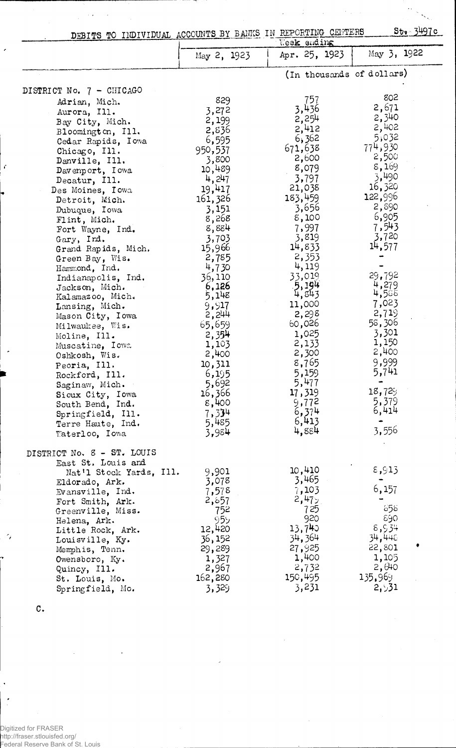St. 3497c

DEBITS TO INDIVIDUAL ACCOUNTS BY BANKS IN REPORTING CENTERS

| | Week ending | | |
|---|---|---|---|
| | May 2, 1923 | Apr. 25, 1923 | May 3, 1922 |
| | (In thousands of dollars) | | |
| **DISTRICT No. 7 - CHICAGO** | | | |
| Adrian, Mich. | 829 | 757 | 802 |
| Aurora, Ill. | 3,272 | 3,436 | 2,671 |
| Bay City, Mich. | 2,199 | 2,254 | 2,340 |
| Bloomington, Ill. | 2,836 | 2,412 | 2,402 |
| Cedar Rapids, Iowa | 6,595 | 6,362 | 5,032 |
| Chicago, Ill. | 950,537 | 671,638 | 774,930 |
| Danville, Ill. | 3,800 | 2,600 | 2,500 |
| Davenport, Iowa | 10,489 | 8,079 | 8,169 |
| Decatur, Ill. | 4,247 | 3,797 | 3,490 |
| Des Moines, Iowa | 19,417 | 21,038 | 16,320 |
| Detroit, Mich. | 161,326 | 183,459 | 122,996 |
| Dubuque, Iowa | 3,151 | 3,656 | 2,890 |
| Flint, Mich. | 8,268 | 8,100 | 6,905 |
| Fort Wayne, Ind. | 8,884 | 7,997 | 7,543 |
| Gary, Ind. | 3,703 | 3,819 | 3,720 |
| Grand Rapids, Mich. | 15,966 | 14,833 | 14,577 |
| Green Bay, Wis. | 2,785 | 2,353 | - |
| Hammond, Ind. | 4,730 | 4,119 | - |
| Indianapolis, Ind. | 36,110 | 33,019 | 29,792 |
| Jackson, Mich. | 6,126 | 5,194 | 4,279 |
| Kalamazoo, Mich. | 5,148 | 4,843 | 4,588 |
| Lansing, Mich. | 9,917 | 11,000 | 7,023 |
| Mason City, Iowa | 2,244 | 2,298 | 2,719 |
| Milwaukee, Wis. | 65,659 | 60,026 | 58,306 |
| Moline, Ill. | 2,354 | 1,025 | 3,301 |
| Muscatine, Iowa | 1,103 | 2,133 | 1,150 |
| Oshkosh, Wis. | 2,400 | 2,300 | 2,400 |
| Peoria, Ill. | 10,311 | 8,765 | 9,999 |
| Rockford, Ill. | 6,195 | 5,159 | 5,741 |
| Saginaw, Mich. | 5,692 | 5,477 | - |
| Sioux City, Iowa | 16,366 | 17,319 | 18,729 |
| South Bend, Ind. | 8,400 | 9,772 | 5,379 |
| Springfield, Ill. | 7,334 | 6,374 | 6,414 |
| Terre Haute, Ind. | 5,485 | 6,413 | - |
| Waterloo, Iowa | 3,984 | 4,884 | 3,556 |
| **DISTRICT No. 8 - ST. LOUIS** | | | |
| East St. Louis and Nat'l Stock Yards, Ill. | 9,901 | 10,410 | 8,913 |
| Eldorado, Ark. | 3,078 | 3,465 | - |
| Evansville, Ind. | 7,578 | 7,103 | 6,157 |
| Fort Smith, Ark. | 2,857 | 2,475 | - |
| Greenville, Miss. | 752 | 725 | 658 |
| Helena, Ark. | 959 | 920 | 890 |
| Little Rock, Ark. | 12,420 | 13,740 | 8,934 |
| Louisville, Ky. | 36,152 | 34,364 | 34,448 |
| Memphis, Tenn. | 29,289 | 27,925 | 22,801 |
| Owensboro, Ky. | 1,327 | 1,400 | 1,105 |
| Quincy, Ill. | 2,967 | 2,732 | 2,640 |
| St. Louis, Mo. | 162,280 | 150,495 | 135,969 |
| Springfield, Mo. | 3,329 | 3,231 | 2,931 |

C.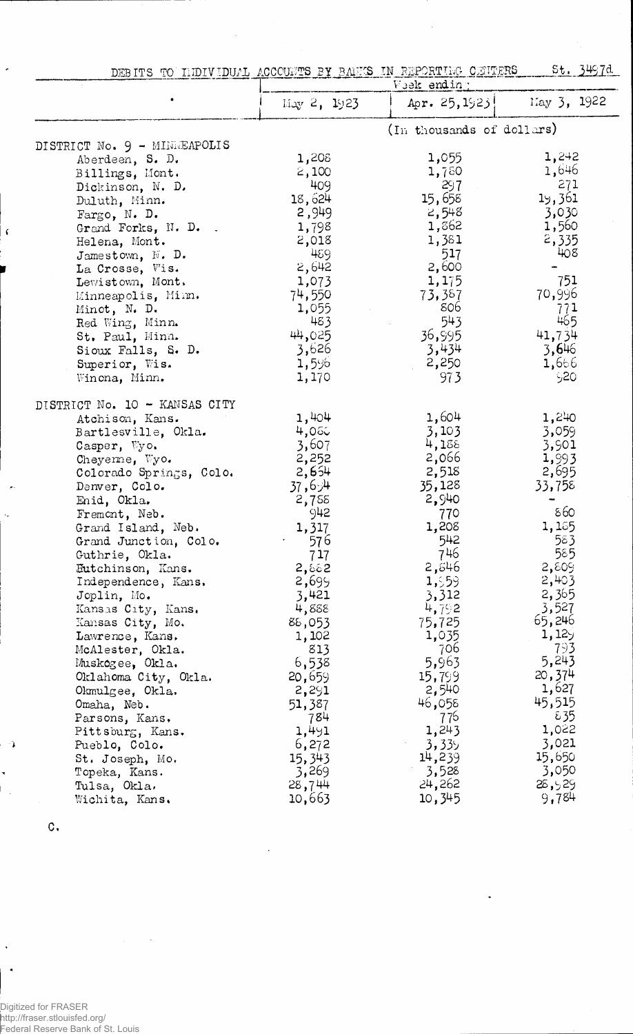DEBITS TO INDIVIDUAL ACCOUNTS BY BANKS IN REPORTING CENTERS St. 3497d.

| | Week ending: | | |
|---|---|---|---|
| | May 2, 1923 | Apr. 25, 1923 | May 3, 1922 |
| | (In thousands of dollars) | | |
| DISTRICT No. 9 - MINNEAPOLIS | | | |
| Aberdeen, S. D. | 1,208 | 1,055 | 1,242 |
| Billings, Mont. | 2,100 | 1,780 | 1,646 |
| Dickinson, N. D. | 409 | 297 | 271 |
| Duluth, Minn. | 18,624 | 15,658 | 19,361 |
| Fargo, N. D. | 2,949 | 2,548 | 3,030 |
| Grand Forks, N. D. | 1,798 | 1,862 | 1,560 |
| Helena, Mont. | 2,018 | 1,381 | 2,335 |
| Jamestown, N. D. | 489 | 517 | 408 |
| La Crosse, Wis. | 2,642 | 2,600 | - |
| Lewistown, Mont. | 1,073 | 1,175 | 751 |
| Minneapolis, Minn. | 74,550 | 73,387 | 70,996 |
| Minot, N. D. | 1,055 | 806 | 771 |
| Red Wing, Minn. | 483 | 543 | 465 |
| St. Paul, Minn. | 44,025 | 36,995 | 41,734 |
| Sioux Falls, S. D. | 3,626 | 3,434 | 3,646 |
| Superior, Wis. | 1,596 | 2,250 | 1,666 |
| Winona, Minn. | 1,170 | 973 | 920 |
| DISTRICT No. 10 - KANSAS CITY | | | |
| Atchison, Kans. | 1,404 | 1,604 | 1,240 |
| Bartlesville, Okla. | 4,060 | 3,103 | 3,059 |
| Casper, Wyo. | 3,607 | 4,188 | 3,901 |
| Cheyenne, Wyo. | 2,252 | 2,066 | 1,993 |
| Colorado Springs, Colo. | 2,654 | 2,518 | 2,695 |
| Denver, Colo. | 37,694 | 35,128 | 33,758 |
| Enid, Okla. | 2,758 | 2,940 | - |
| Fremont, Neb. | 942 | 770 | 860 |
| Grand Island, Neb. | 1,317 | 1,208 | 1,165 |
| Grand Junction, Colo. | 576 | 542 | 583 |
| Guthrie, Okla. | 717 | 746 | 585 |
| Hutchinson, Kans. | 2,882 | 2,846 | 2,809 |
| Independence, Kans. | 2,699 | 1,959 | 2,403 |
| Joplin, Mo. | 3,421 | 3,312 | 2,365 |
| Kansas City, Kans. | 4,888 | 4,792 | 3,527 |
| Kansas City, Mo. | 88,053 | 75,725 | 65,246 |
| Lawrence, Kans. | 1,102 | 1,035 | 1,129 |
| McAlester, Okla. | 813 | 706 | 793 |
| Muskogee, Okla. | 6,538 | 5,963 | 5,243 |
| Oklahoma City, Okla. | 20,659 | 15,799 | 20,374 |
| Okmulgee, Okla. | 2,291 | 2,540 | 1,627 |
| Omaha, Neb. | 51,387 | 46,058 | 45,515 |
| Parsons, Kans. | 784 | 776 | 835 |
| Pittsburg, Kans. | 1,491 | 1,243 | 1,022 |
| Pueblo, Colo. | 6,272 | 3,339 | 3,021 |
| St. Joseph, Mo. | 15,343 | 14,239 | 15,650 |
| Topeka, Kans. | 3,269 | 3,528 | 3,050 |
| Tulsa, Okla. | 28,744 | 24,262 | 28,929 |
| Wichita, Kans. | 10,663 | 10,345 | 9,784 |

C.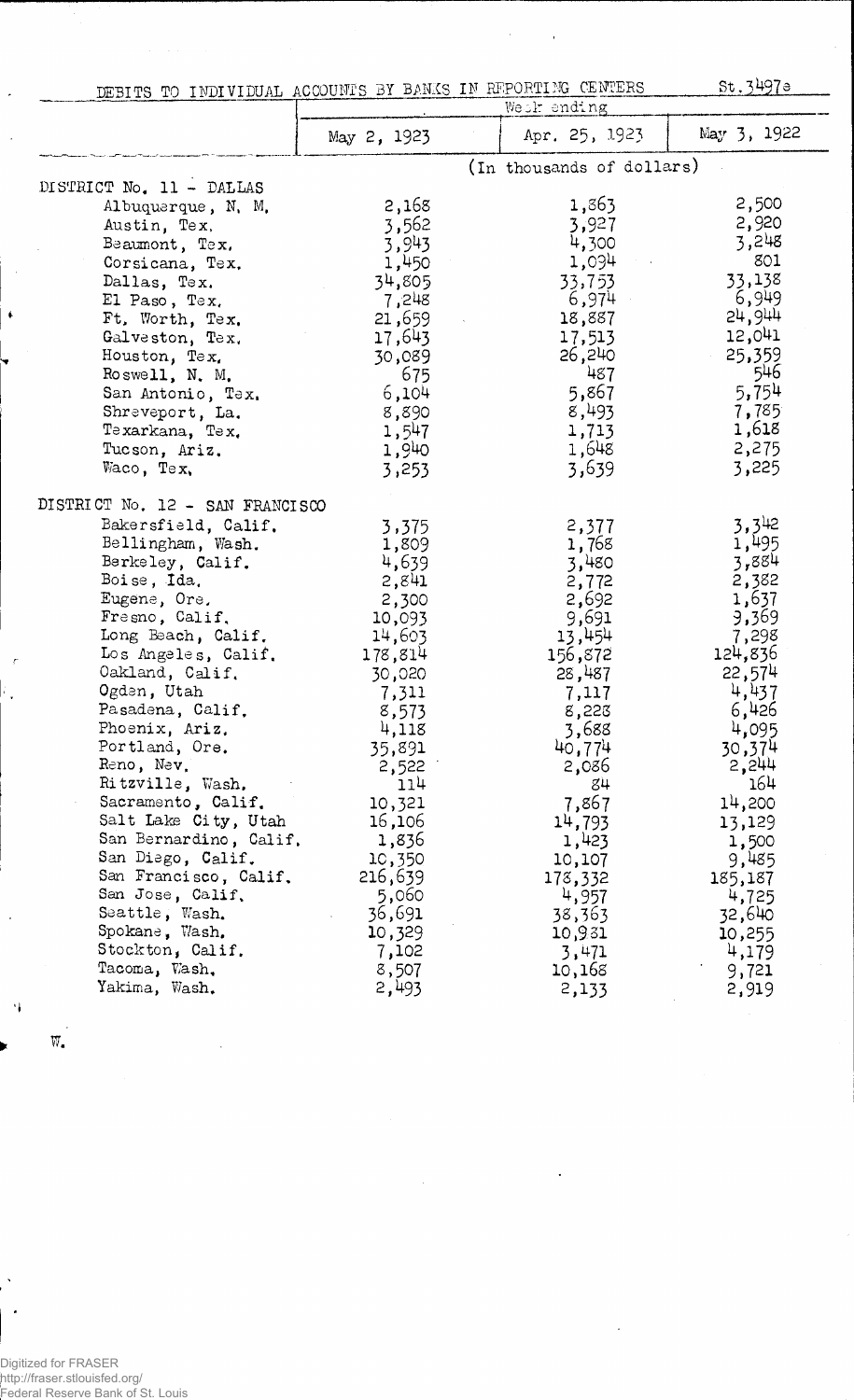DEBITS TO INDIVIDUAL ACCOUNTS BY BANKS IN REPORTING CENTERS St.3497e

| | Week ending | | |
|---|---|---|---|
| | May 2, 1923 | Apr. 25, 1923 | May 3, 1922 |
| | (In thousands of dollars) | | |
| DISTRICT No. 11 - DALLAS | | | |
| Albuquerque, N. M. | 2,168 | 1,863 | 2,500 |
| Austin, Tex. | 3,562 | 3,927 | 2,920 |
| Beaumont, Tex. | 3,943 | 4,300 | 3,248 |
| Corsicana, Tex. | 1,450 | 1,094 | 801 |
| Dallas, Tex. | 34,805 | 33,753 | 33,138 |
| El Paso, Tex. | 7,248 | 6,974 | 6,949 |
| Ft. Worth, Tex. | 21,659 | 18,887 | 24,944 |
| Galveston, Tex. | 17,643 | 17,513 | 12,041 |
| Houston, Tex. | 30,089 | 26,240 | 25,359 |
| Roswell, N. M. | 675 | 487 | 546 |
| San Antonio, Tex. | 6,104 | 5,867 | 5,754 |
| Shreveport, La. | 8,890 | 8,493 | 7,785 |
| Texarkana, Tex. | 1,547 | 1,713 | 1,618 |
| Tucson, Ariz. | 1,940 | 1,648 | 2,275 |
| Waco, Tex. | 3,253 | 3,639 | 3,225 |
| DISTRICT No. 12 - SAN FRANCISCO | | | |
| Bakersfield, Calif. | 3,375 | 2,377 | 3,342 |
| Bellingham, Wash. | 1,809 | 1,768 | 1,495 |
| Berkeley, Calif. | 4,639 | 3,480 | 3,884 |
| Boise, Ida. | 2,841 | 2,772 | 2,382 |
| Eugene, Ore. | 2,300 | 2,692 | 1,637 |
| Fresno, Calif. | 10,093 | 9,691 | 9,369 |
| Long Beach, Calif. | 14,603 | 13,454 | 7,298 |
| Los Angeles, Calif. | 178,814 | 156,872 | 124,836 |
| Oakland, Calif. | 30,020 | 28,487 | 22,574 |
| Ogden, Utah | 7,311 | 7,117 | 4,437 |
| Pasadena, Calif. | 8,573 | 8,228 | 6,426 |
| Phoenix, Ariz. | 4,118 | 3,688 | 4,095 |
| Portland, Ore. | 35,891 | 40,774 | 30,374 |
| Reno, Nev. | 2,522 | 2,086 | 2,244 |
| Ritzville, Wash. | 114 | 84 | 164 |
| Sacramento, Calif. | 10,321 | 7,867 | 14,200 |
| Salt Lake City, Utah | 16,106 | 14,793 | 13,129 |
| San Bernardino, Calif. | 1,836 | 1,423 | 1,500 |
| San Diego, Calif. | 10,350 | 10,107 | 9,485 |
| San Francisco, Calif. | 216,639 | 178,332 | 185,187 |
| San Jose, Calif. | 5,060 | 4,957 | 4,725 |
| Seattle, Wash. | 36,691 | 38,363 | 32,640 |
| Spokane, Wash. | 10,329 | 10,931 | 10,255 |
| Stockton, Calif. | 7,102 | 3,471 | 4,179 |
| Tacoma, Wash. | 8,507 | 10,168 | 9,721 |
| Yakima, Wash. | 2,493 | 2,133 | 2,919 |

W.